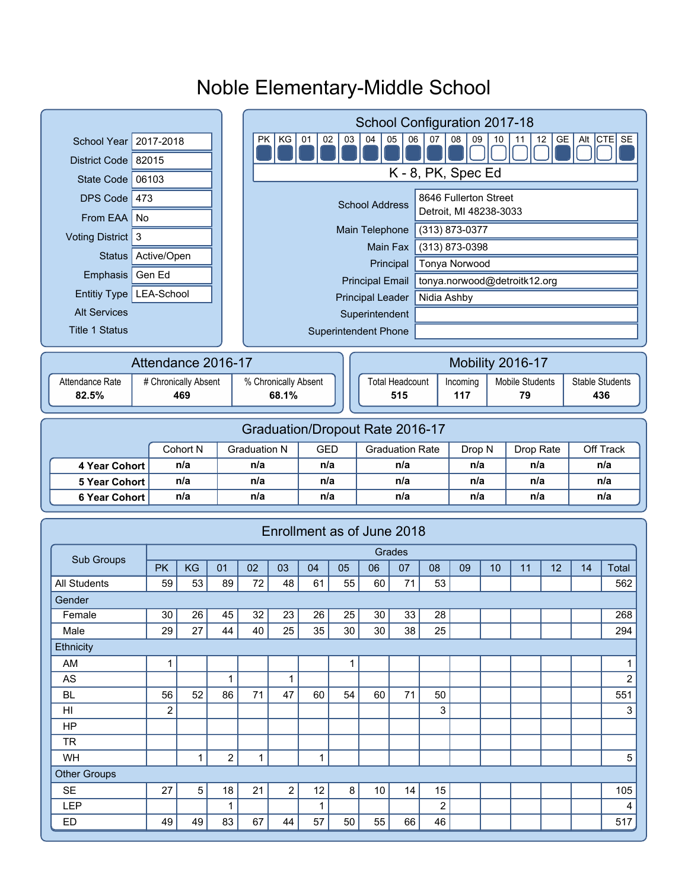# Noble Elementary-Middle School

| | |
|---|---|
| School Year | 2017-2018 |
| District Code | 82015 |
| State Code | 06103 |
| DPS Code | 473 |
| From EAA | No |
| Voting District | 3 |
| Status | Active/Open |
| Emphasis | Gen Ed |
| Entitiy Type | LEA-School |
| Alt Services | |
| Title 1 Status | |

## School Configuration 2017-18

| PK | KG | 01 | 02 | 03 | 04 | 05 | 06 | 07 | 08 | 09 | 10 | 11 | 12 | GE | Alt | CTE | SE |
|---|---|---|---|---|---|---|---|---|---|---|---|---|---|---|---|---|---|
| ■ | ■ | ■ | ■ | ■ | ■ | ■ | ■ | ■ | ■ | □ | □ | □ | □ | ■ | □ | □ | ■ |

K - 8, PK, Spec Ed

| | |
|---|---|
| School Address | 8646 Fullerton Street<br>Detroit, MI 48238-3033 |
| Main Telephone | (313) 873-0377 |
| Main Fax | (313) 873-0398 |
| Principal | Tonya Norwood |
| Principal Email | tonya.norwood@detroitk12.org |
| Principal Leader | Nidia Ashby |
| Superintendent | |
| Superintendent Phone | |

## Attendance 2016-17

| Attendance Rate | # Chronically Absent | % Chronically Absent |
|---|---|---|
| 82.5% | 469 | 68.1% |

## Mobility 2016-17

| Total Headcount | Incoming | Mobile Students | Stable Students |
|---|---|---|---|
| 515 | 117 | 79 | 436 |

## Graduation/Dropout Rate 2016-17

| | Cohort N | Graduation N | GED | Graduation Rate | Drop N | Drop Rate | Off Track |
|---|---|---|---|---|---|---|---|
| 4 Year Cohort | n/a | n/a | n/a | n/a | n/a | n/a | n/a |
| 5 Year Cohort | n/a | n/a | n/a | n/a | n/a | n/a | n/a |
| 6 Year Cohort | n/a | n/a | n/a | n/a | n/a | n/a | n/a |

## Enrollment as of June 2018

| Sub Groups | Grades | | | | | | | | | | | | | | | |
|---|---|---|---|---|---|---|---|---|---|---|---|---|---|---|---|---|
| | PK | KG | 01 | 02 | 03 | 04 | 05 | 06 | 07 | 08 | 09 | 10 | 11 | 12 | 14 | Total |
| All Students | 59 | 53 | 89 | 72 | 48 | 61 | 55 | 60 | 71 | 53 | | | | | | 562 |
| Gender | | | | | | | | | | | | | | | | |
| Female | 30 | 26 | 45 | 32 | 23 | 26 | 25 | 30 | 33 | 28 | | | | | | 268 |
| Male | 29 | 27 | 44 | 40 | 25 | 35 | 30 | 30 | 38 | 25 | | | | | | 294 |
| Ethnicity | | | | | | | | | | | | | | | | |
| AM | 1 | | | | | | 1 | | | | | | | | | 1 |
| AS | | | 1 | | 1 | | | | | | | | | | | 2 |
| BL | 56 | 52 | 86 | 71 | 47 | 60 | 54 | 60 | 71 | 50 | | | | | | 551 |
| HI | 2 | | | | | | | | | 3 | | | | | | 3 |
| HP | | | | | | | | | | | | | | | | |
| TR | | | | | | | | | | | | | | | | |
| WH | | 1 | 2 | 1 | | 1 | | | | | | | | | | 5 |
| Other Groups | | | | | | | | | | | | | | | | |
| SE | 27 | 5 | 18 | 21 | 2 | 12 | 8 | 10 | 14 | 15 | | | | | | 105 |
| LEP | | | 1 | | | 1 | | | | 2 | | | | | | 4 |
| ED | 49 | 49 | 83 | 67 | 44 | 57 | 50 | 55 | 66 | 46 | | | | | | 517 |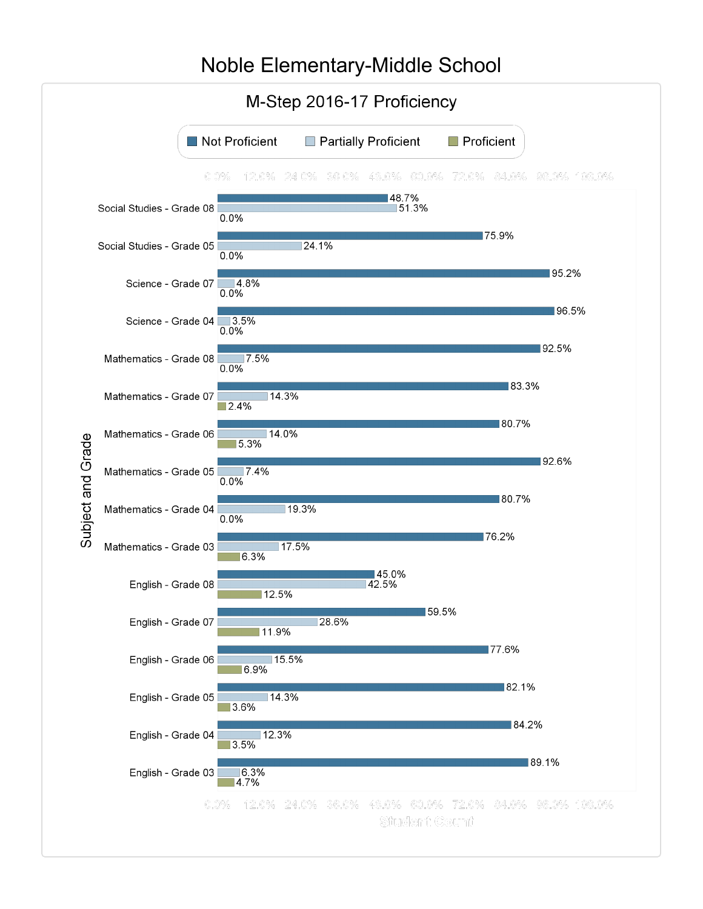# Noble Elementary-Middle School

## M-Step 2016-17 Proficiency

| Subject and Grade | Not Proficient | Partially Proficient | Proficient |
|---|---|---|---|
| Social Studies - Grade 08 | 48.7% | 51.3% | 0.0% |
| Social Studies - Grade 05 | 75.9% | 24.1% | 0.0% |
| Science - Grade 07 | 95.2% | 4.8% | 0.0% |
| Science - Grade 04 | 96.5% | 3.5% | 0.0% |
| Mathematics - Grade 08 | 92.5% | 7.5% | 0.0% |
| Mathematics - Grade 07 | 83.3% | 14.3% | 2.4% |
| Mathematics - Grade 06 | 80.7% | 14.0% | 5.3% |
| Mathematics - Grade 05 | 92.6% | 7.4% | 0.0% |
| Mathematics - Grade 04 | 80.7% | 19.3% | 0.0% |
| Mathematics - Grade 03 | 76.2% | 17.5% | 6.3% |
| English - Grade 08 | 45.0% | 42.5% | 12.5% |
| English - Grade 07 | 59.5% | 28.6% | 11.9% |
| English - Grade 06 | 77.6% | 15.5% | 6.9% |
| English - Grade 05 | 82.1% | 14.3% | 3.6% |
| English - Grade 04 | 84.2% | 12.3% | 3.5% |
| English - Grade 03 | 89.1% | 6.3% | 4.7% |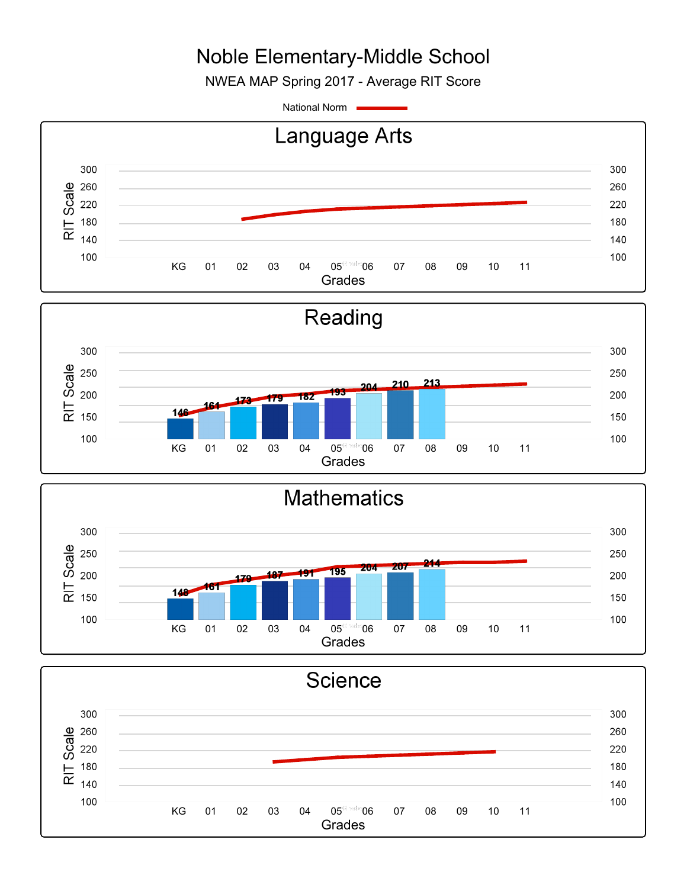# Noble Elementary-Middle School

NWEA MAP Spring 2017 - Average RIT Score

National Norm

## Language Arts

RIT Scale: 100–300

Grades: KG, 01, 02, 03, 04, 05, 06, 07, 08, 09, 10, 11

## Reading

| Grade | KG | 01 | 02 | 03 | 04 | 05 | 06 | 07 | 08 |
|---|---|---|---|---|---|---|---|---|---|
| Average RIT Score | 146 | 161 | 173 | 179 | 182 | 193 | 204 | 210 | 213 |

## Mathematics

| Grade | KG | 01 | 02 | 03 | 04 | 05 | 06 | 07 | 08 |
|---|---|---|---|---|---|---|---|---|---|
| Average RIT Score | 148 | 161 | 179 | 187 | 191 | 195 | 204 | 207 | 214 |

## Science

RIT Scale: 100–300

Grades: KG, 01, 02, 03, 04, 05, 06, 07, 08, 09, 10, 11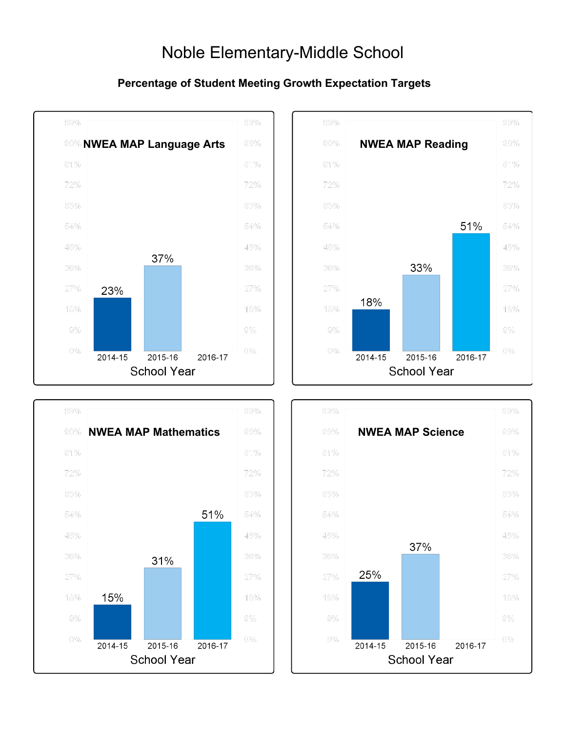# Noble Elementary-Middle School

**Percentage of Student Meeting Growth Expectation Targets**

**NWEA MAP Language Arts**

23%
37%
2014-15
2015-16
2016-17
School Year

**NWEA MAP Reading**

18%
33%
51%
2014-15
2015-16
2016-17
School Year

**NWEA MAP Mathematics**

15%
31%
51%
2014-15
2015-16
2016-17
School Year

**NWEA MAP Science**

25%
37%
2014-15
2015-16
2016-17
School Year